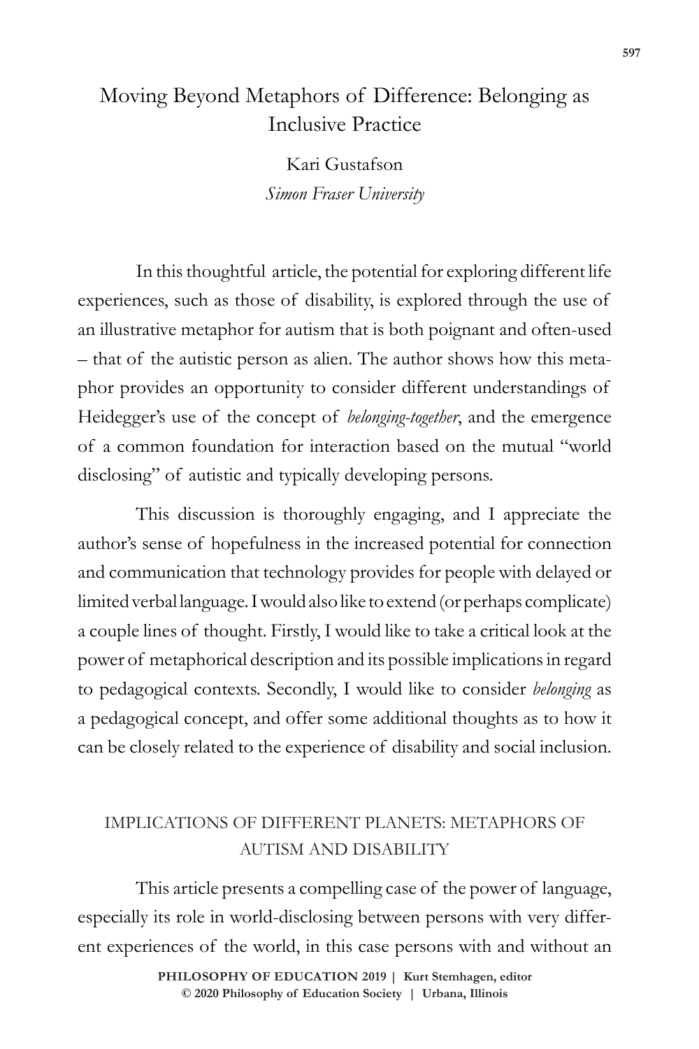# Moving Beyond Metaphors of Difference: Belonging as Inclusive Practice

Kari Gustafson

*Simon Fraser University*

In this thoughtful article, the potential for exploring different life experiences, such as those of disability, is explored through the use of an illustrative metaphor for autism that is both poignant and often-used – that of the autistic person as alien. The author shows how this metaphor provides an opportunity to consider different understandings of Heidegger's use of the concept of *belonging-together*, and the emergence of a common foundation for interaction based on the mutual "world disclosing" of autistic and typically developing persons.

This discussion is thoroughly engaging, and I appreciate the author's sense of hopefulness in the increased potential for connection and communication that technology provides for people with delayed or limited verbal language. I would also like to extend (or perhaps complicate) a couple lines of thought. Firstly, I would like to take a critical look at the power of metaphorical description and its possible implications in regard to pedagogical contexts. Secondly, I would like to consider *belonging* as a pedagogical concept, and offer some additional thoughts as to how it can be closely related to the experience of disability and social inclusion.

## Implications of Different Planets: Metaphors of Autism and Disability

This article presents a compelling case of the power of language, especially its role in world-disclosing between persons with very different experiences of the world, in this case persons with and without an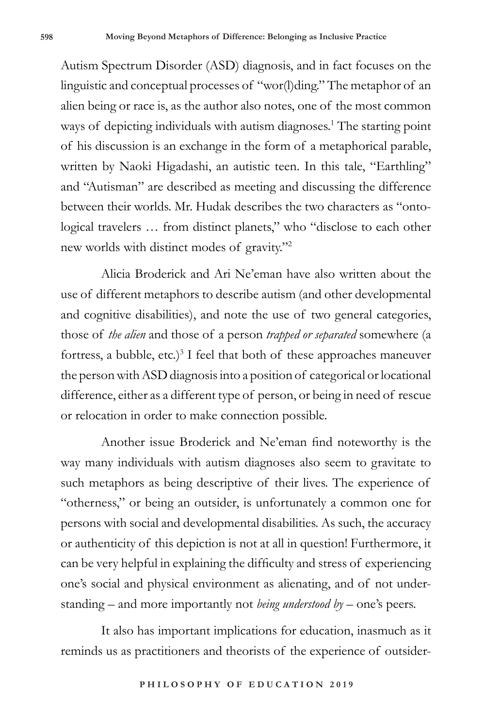Autism Spectrum Disorder (ASD) diagnosis, and in fact focuses on the linguistic and conceptual processes of "wor(l)ding." The metaphor of an alien being or race is, as the author also notes, one of the most common ways of depicting individuals with autism diagnoses.[1] The starting point of his discussion is an exchange in the form of a metaphorical parable, written by Naoki Higadashi, an autistic teen. In this tale, "Earthling" and "Autisman" are described as meeting and discussing the difference between their worlds. Mr. Hudak describes the two characters as "ontological travelers … from distinct planets," who "disclose to each other new worlds with distinct modes of gravity."[2]

Alicia Broderick and Ari Ne'eman have also written about the use of different metaphors to describe autism (and other developmental and cognitive disabilities), and note the use of two general categories, those of *the alien* and those of a person *trapped or separated* somewhere (a fortress, a bubble, etc.)[3] I feel that both of these approaches maneuver the person with ASD diagnosis into a position of categorical or locational difference, either as a different type of person, or being in need of rescue or relocation in order to make connection possible.

Another issue Broderick and Ne'eman find noteworthy is the way many individuals with autism diagnoses also seem to gravitate to such metaphors as being descriptive of their lives. The experience of "otherness," or being an outsider, is unfortunately a common one for persons with social and developmental disabilities. As such, the accuracy or authenticity of this depiction is not at all in question! Furthermore, it can be very helpful in explaining the difficulty and stress of experiencing one's social and physical environment as alienating, and of not understanding – and more importantly not *being understood by* – one's peers.

It also has important implications for education, inasmuch as it reminds us as practitioners and theorists of the experience of outsider-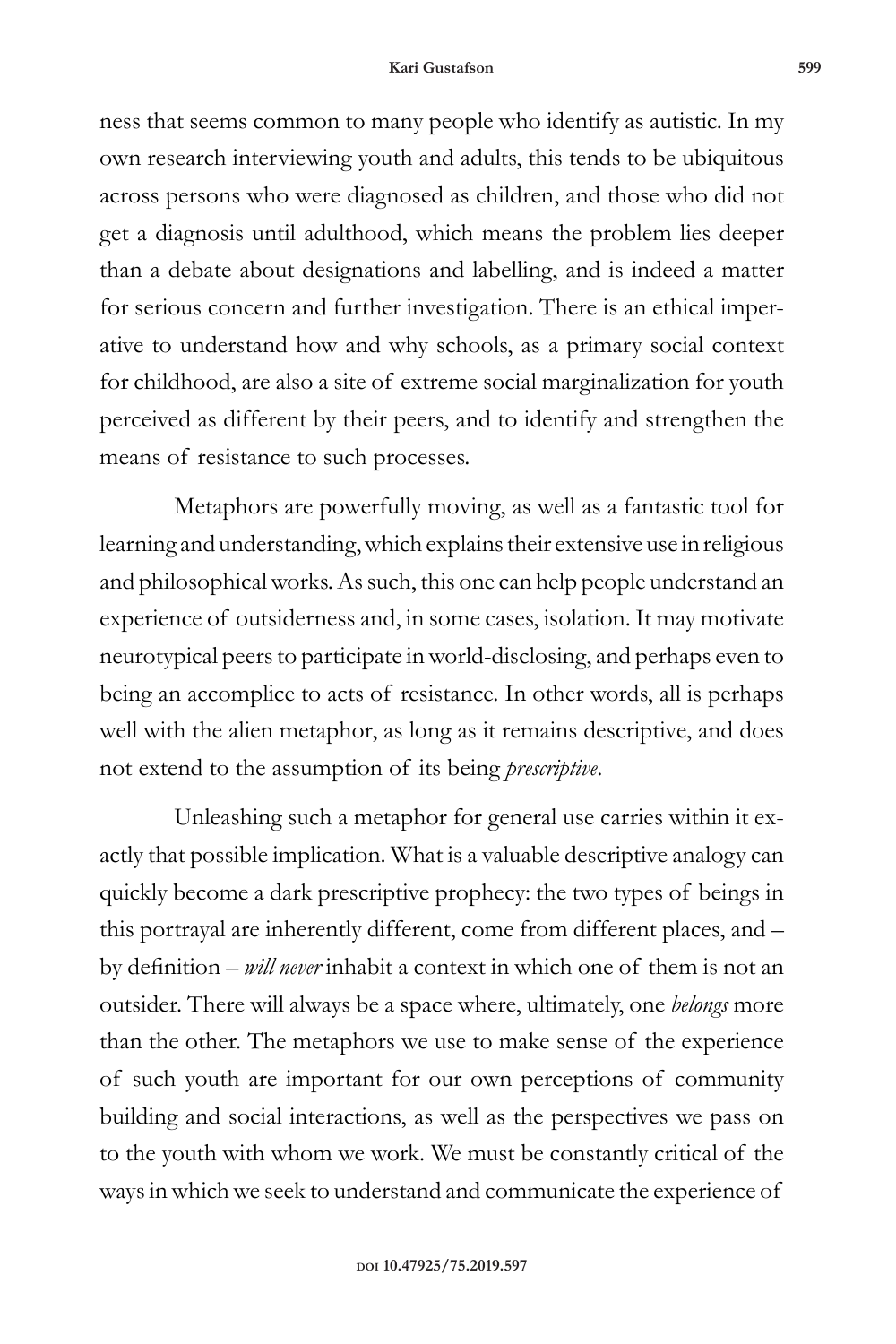ness that seems common to many people who identify as autistic. In my own research interviewing youth and adults, this tends to be ubiquitous across persons who were diagnosed as children, and those who did not get a diagnosis until adulthood, which means the problem lies deeper than a debate about designations and labelling, and is indeed a matter for serious concern and further investigation. There is an ethical imperative to understand how and why schools, as a primary social context for childhood, are also a site of extreme social marginalization for youth perceived as different by their peers, and to identify and strengthen the means of resistance to such processes.

Metaphors are powerfully moving, as well as a fantastic tool for learning and understanding, which explains their extensive use in religious and philosophical works. As such, this one can help people understand an experience of outsiderness and, in some cases, isolation. It may motivate neurotypical peers to participate in world-disclosing, and perhaps even to being an accomplice to acts of resistance. In other words, all is perhaps well with the alien metaphor, as long as it remains descriptive, and does not extend to the assumption of its being *prescriptive*.

Unleashing such a metaphor for general use carries within it exactly that possible implication. What is a valuable descriptive analogy can quickly become a dark prescriptive prophecy: the two types of beings in this portrayal are inherently different, come from different places, and – by definition – *will never* inhabit a context in which one of them is not an outsider. There will always be a space where, ultimately, one *belongs* more than the other. The metaphors we use to make sense of the experience of such youth are important for our own perceptions of community building and social interactions, as well as the perspectives we pass on to the youth with whom we work. We must be constantly critical of the ways in which we seek to understand and communicate the experience of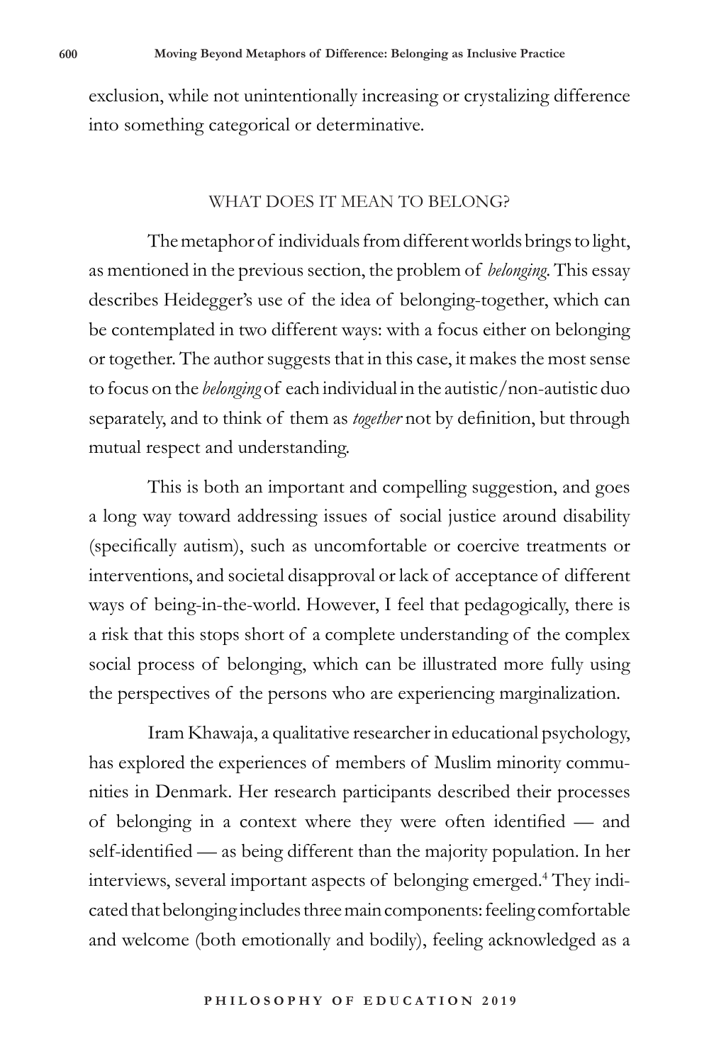exclusion, while not unintentionally increasing or crystalizing difference into something categorical or determinative.

## WHAT DOES IT MEAN TO BELONG?

The metaphor of individuals from different worlds brings to light, as mentioned in the previous section, the problem of *belonging*. This essay describes Heidegger's use of the idea of belonging-together, which can be contemplated in two different ways: with a focus either on belonging or together. The author suggests that in this case, it makes the most sense to focus on the *belonging* of each individual in the autistic/non-autistic duo separately, and to think of them as *together* not by definition, but through mutual respect and understanding.

This is both an important and compelling suggestion, and goes a long way toward addressing issues of social justice around disability (specifically autism), such as uncomfortable or coercive treatments or interventions, and societal disapproval or lack of acceptance of different ways of being-in-the-world. However, I feel that pedagogically, there is a risk that this stops short of a complete understanding of the complex social process of belonging, which can be illustrated more fully using the perspectives of the persons who are experiencing marginalization.

Iram Khawaja, a qualitative researcher in educational psychology, has explored the experiences of members of Muslim minority communities in Denmark. Her research participants described their processes of belonging in a context where they were often identified — and self-identified — as being different than the majority population. In her interviews, several important aspects of belonging emerged.[4] They indicated that belonging includes three main components: feeling comfortable and welcome (both emotionally and bodily), feeling acknowledged as a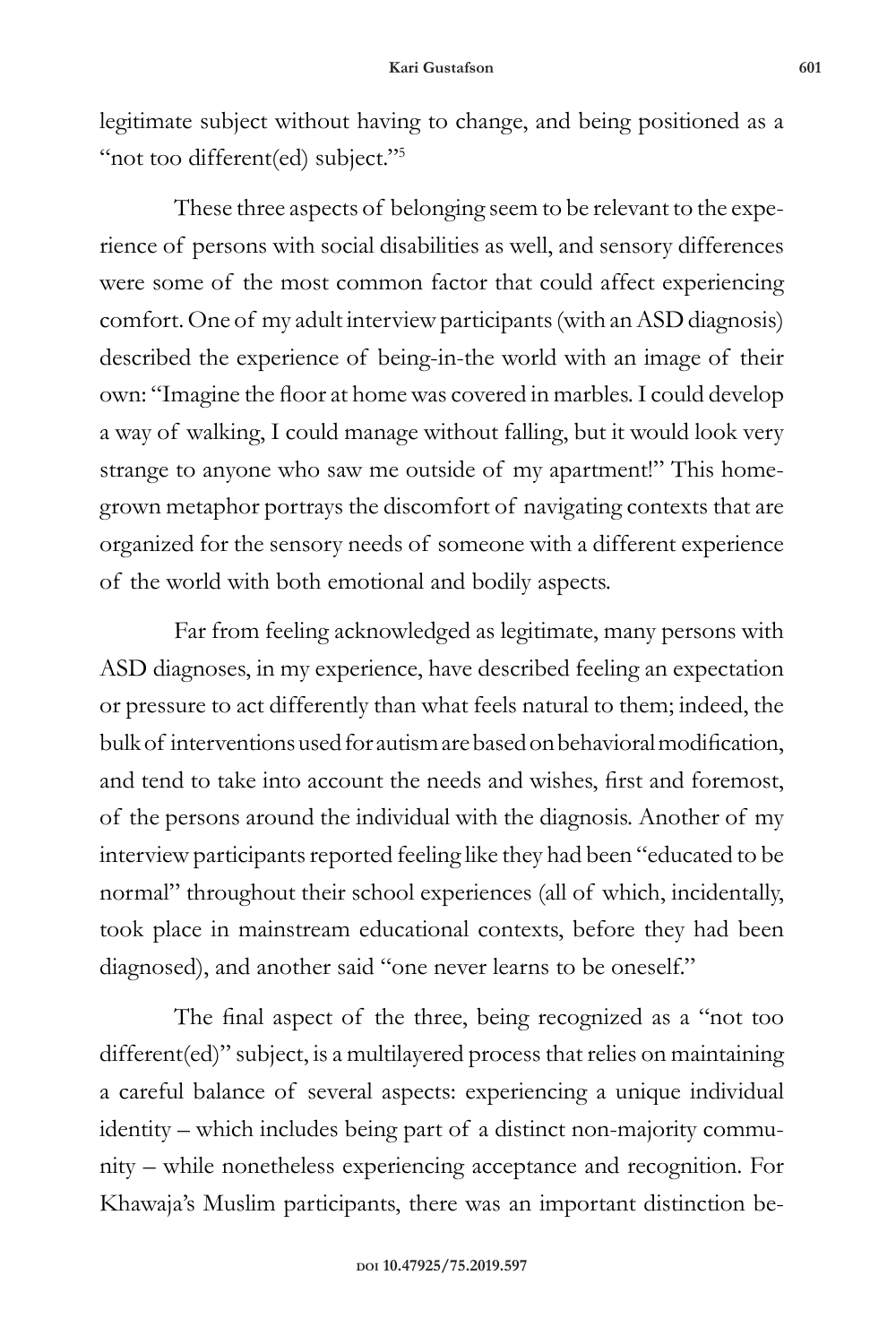legitimate subject without having to change, and being positioned as a "not too different(ed) subject."[5]

These three aspects of belonging seem to be relevant to the experience of persons with social disabilities as well, and sensory differences were some of the most common factor that could affect experiencing comfort. One of my adult interview participants (with an ASD diagnosis) described the experience of being-in-the world with an image of their own: "Imagine the floor at home was covered in marbles. I could develop a way of walking, I could manage without falling, but it would look very strange to anyone who saw me outside of my apartment!" This homegrown metaphor portrays the discomfort of navigating contexts that are organized for the sensory needs of someone with a different experience of the world with both emotional and bodily aspects.

Far from feeling acknowledged as legitimate, many persons with ASD diagnoses, in my experience, have described feeling an expectation or pressure to act differently than what feels natural to them; indeed, the bulk of interventions used for autism are based on behavioral modification, and tend to take into account the needs and wishes, first and foremost, of the persons around the individual with the diagnosis. Another of my interview participants reported feeling like they had been "educated to be normal" throughout their school experiences (all of which, incidentally, took place in mainstream educational contexts, before they had been diagnosed), and another said "one never learns to be oneself."

The final aspect of the three, being recognized as a "not too different(ed)" subject, is a multilayered process that relies on maintaining a careful balance of several aspects: experiencing a unique individual identity – which includes being part of a distinct non-majority community – while nonetheless experiencing acceptance and recognition. For Khawaja's Muslim participants, there was an important distinction be-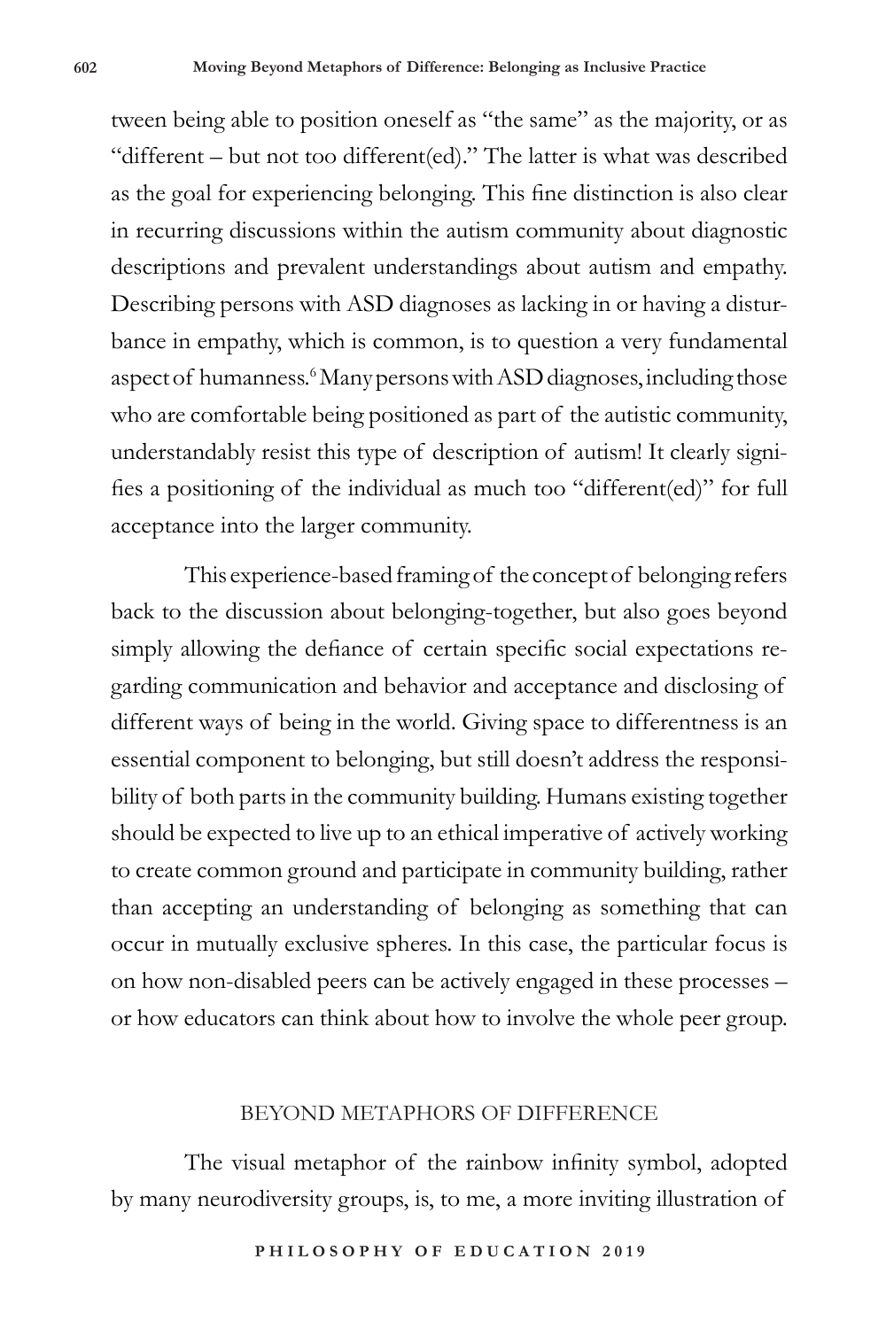tween being able to position oneself as "the same" as the majority, or as "different – but not too different(ed)." The latter is what was described as the goal for experiencing belonging. This fine distinction is also clear in recurring discussions within the autism community about diagnostic descriptions and prevalent understandings about autism and empathy. Describing persons with ASD diagnoses as lacking in or having a disturbance in empathy, which is common, is to question a very fundamental aspect of humanness.[6] Many persons with ASD diagnoses, including those who are comfortable being positioned as part of the autistic community, understandably resist this type of description of autism! It clearly signifies a positioning of the individual as much too "different(ed)" for full acceptance into the larger community.

This experience-based framing of the concept of belonging refers back to the discussion about belonging-together, but also goes beyond simply allowing the defiance of certain specific social expectations regarding communication and behavior and acceptance and disclosing of different ways of being in the world. Giving space to differentness is an essential component to belonging, but still doesn't address the responsibility of both parts in the community building. Humans existing together should be expected to live up to an ethical imperative of actively working to create common ground and participate in community building, rather than accepting an understanding of belonging as something that can occur in mutually exclusive spheres. In this case, the particular focus is on how non-disabled peers can be actively engaged in these processes – or how educators can think about how to involve the whole peer group.

## BEYOND METAPHORS OF DIFFERENCE

The visual metaphor of the rainbow infinity symbol, adopted by many neurodiversity groups, is, to me, a more inviting illustration of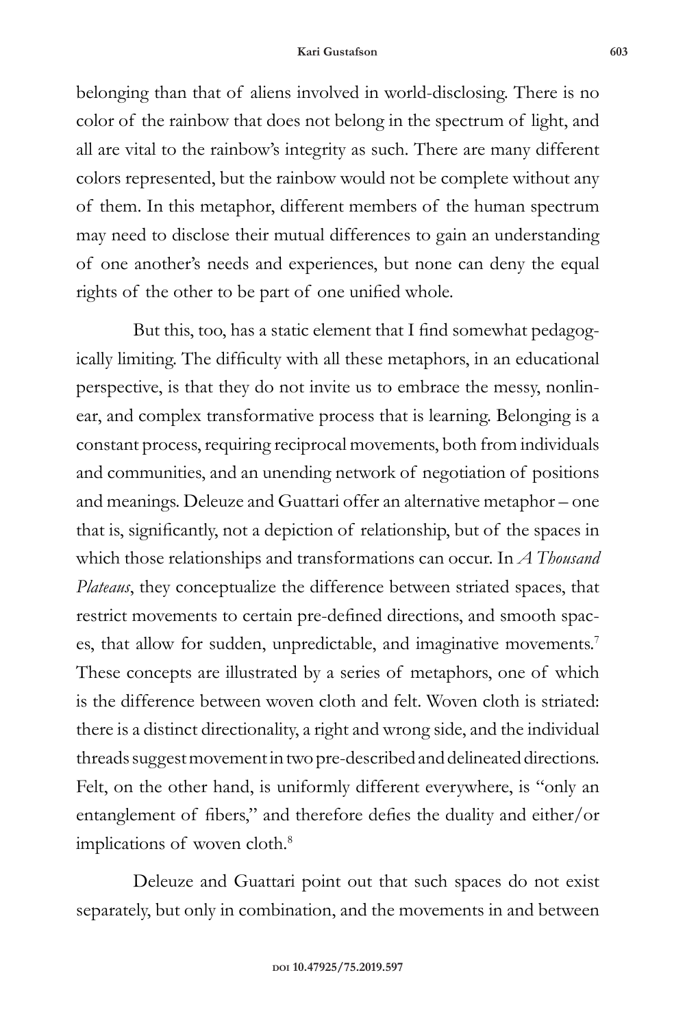belonging than that of aliens involved in world-disclosing. There is no color of the rainbow that does not belong in the spectrum of light, and all are vital to the rainbow's integrity as such. There are many different colors represented, but the rainbow would not be complete without any of them. In this metaphor, different members of the human spectrum may need to disclose their mutual differences to gain an understanding of one another's needs and experiences, but none can deny the equal rights of the other to be part of one unified whole.

But this, too, has a static element that I find somewhat pedagogically limiting. The difficulty with all these metaphors, in an educational perspective, is that they do not invite us to embrace the messy, nonlinear, and complex transformative process that is learning. Belonging is a constant process, requiring reciprocal movements, both from individuals and communities, and an unending network of negotiation of positions and meanings. Deleuze and Guattari offer an alternative metaphor – one that is, significantly, not a depiction of relationship, but of the spaces in which those relationships and transformations can occur. In *A Thousand Plateaus*, they conceptualize the difference between striated spaces, that restrict movements to certain pre-defined directions, and smooth spaces, that allow for sudden, unpredictable, and imaginative movements.[7] These concepts are illustrated by a series of metaphors, one of which is the difference between woven cloth and felt. Woven cloth is striated: there is a distinct directionality, a right and wrong side, and the individual threads suggest movement in two pre-described and delineated directions. Felt, on the other hand, is uniformly different everywhere, is "only an entanglement of fibers," and therefore defies the duality and either/or implications of woven cloth.[8]

Deleuze and Guattari point out that such spaces do not exist separately, but only in combination, and the movements in and between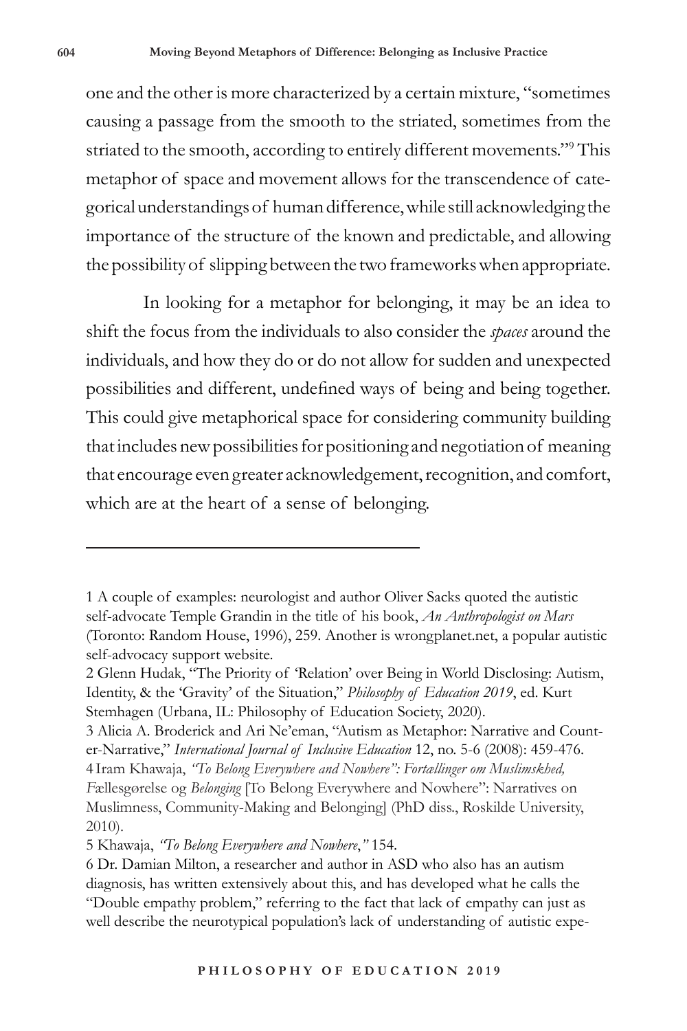one and the other is more characterized by a certain mixture, "sometimes causing a passage from the smooth to the striated, sometimes from the striated to the smooth, according to entirely different movements."[9] This metaphor of space and movement allows for the transcendence of categorical understandings of human difference, while still acknowledging the importance of the structure of the known and predictable, and allowing the possibility of slipping between the two frameworks when appropriate.

In looking for a metaphor for belonging, it may be an idea to shift the focus from the individuals to also consider the *spaces* around the individuals, and how they do or do not allow for sudden and unexpected possibilities and different, undefined ways of being and being together. This could give metaphorical space for considering community building that includes new possibilities for positioning and negotiation of meaning that encourage even greater acknowledgement, recognition, and comfort, which are at the heart of a sense of belonging.

---

1 A couple of examples: neurologist and author Oliver Sacks quoted the autistic self-advocate Temple Grandin in the title of his book, *An Anthropologist on Mars* (Toronto: Random House, 1996), 259. Another is wrongplanet.net, a popular autistic self-advocacy support website.

2 Glenn Hudak, "The Priority of 'Relation' over Being in World Disclosing: Autism, Identity, & the 'Gravity' of the Situation," *Philosophy of Education 2019*, ed. Kurt Stemhagen (Urbana, IL: Philosophy of Education Society, 2020).

3 Alicia A. Broderick and Ari Ne'eman, "Autism as Metaphor: Narrative and Counter-Narrative," *International Journal of Inclusive Education* 12, no. 5-6 (2008): 459-476.

4 Iram Khawaja, *"To Belong Everywhere and Nowhere": Fortællinger om Muslimskhed, F*ællesgørelse og *Belonging* [To Belong Everywhere and Nowhere": Narratives on Muslimness, Community-Making and Belonging] (PhD diss., Roskilde University, 2010).

5 Khawaja, *"To Belong Everywhere and Nowhere,"* 154.

6 Dr. Damian Milton, a researcher and author in ASD who also has an autism diagnosis, has written extensively about this, and has developed what he calls the "Double empathy problem," referring to the fact that lack of empathy can just as well describe the neurotypical population's lack of understanding of autistic expe-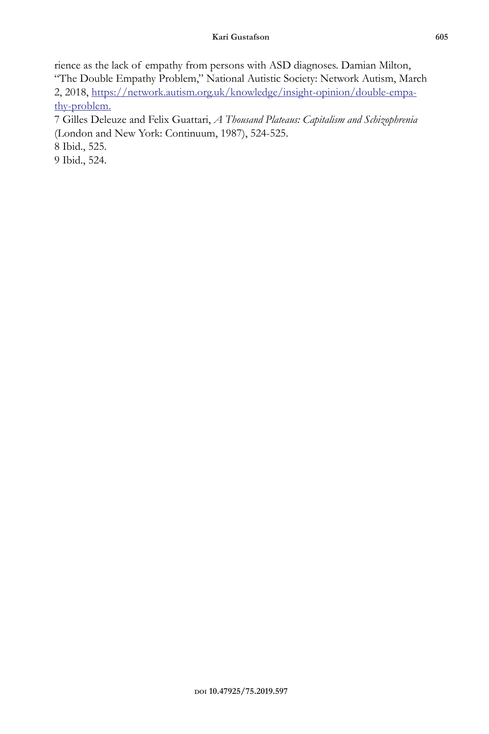rience as the lack of empathy from persons with ASD diagnoses. Damian Milton, "The Double Empathy Problem," National Autistic Society: Network Autism, March 2, 2018, https://network.autism.org.uk/knowledge/insight-opinion/double-empathy-problem.

7 Gilles Deleuze and Felix Guattari, *A Thousand Plateaus: Capitalism and Schizophrenia* (London and New York: Continuum, 1987), 524-525.

8 Ibid., 525.

9 Ibid., 524.